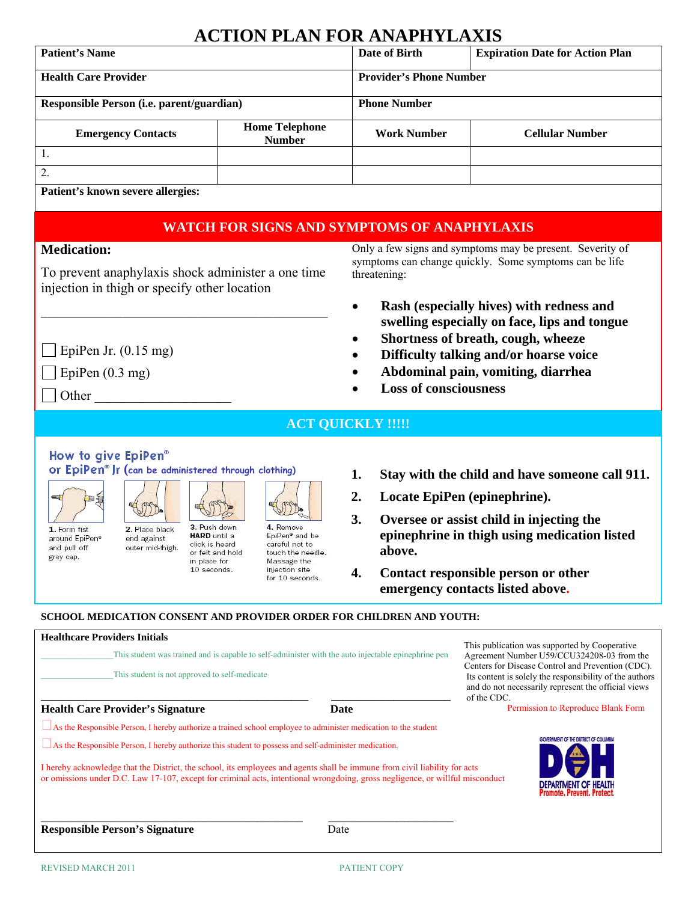# ACTION PLAN FOR ANAPHYLAXIS

| Patient's Name | | Date of Birth | Expiration Date for Action Plan |
|---|---|---|---|
| **Health Care Provider** | | **Provider's Phone Number** | |
| **Responsible Person (i.e. parent/guardian)** | | **Phone Number** | |
| **Emergency Contacts** | **Home Telephone Number** | **Work Number** | **Cellular Number** |
| 1. | | | |
| 2. | | | |
| **Patient's known severe allergies:** | | | |

## WATCH FOR SIGNS AND SYMPTOMS OF ANAPHYLAXIS

**Medication:**

To prevent anaphylaxis shock administer a one time injection in thigh or specify other location

___________________________________________

☐ EpiPen Jr. (0.15 mg)

☐ EpiPen (0.3 mg)

☐ Other ___________________

Only a few signs and symptoms may be present. Severity of symptoms can change quickly. Some symptoms can be life threatening:

- **Rash (especially hives) with redness and swelling especially on face, lips and tongue**
- **Shortness of breath, cough, wheeze**
- **Difficulty talking and/or hoarse voice**
- **Abdominal pain, vomiting, diarrhea**
- **Loss of consciousness**

## ACT QUICKLY !!!!!

**How to give EpiPen® or EpiPen® Jr (can be administered through clothing)**

1. Form fist around EpiPen® and pull off grey cap.
2. Place black end against outer mid-thigh.
3. Push down **HARD** until a click is heard or felt and hold in place for 10 seconds.
4. Remove EpiPen® and be careful not to touch the needle. Massage the injection site for 10 seconds.

1. **Stay with the child and have someone call 911.**
2. **Locate EpiPen (epinephrine).**
3. **Oversee or assist child in injecting the epinephrine in thigh using medication listed above.**
4. **Contact responsible person or other emergency contacts listed above.**

**SCHOOL MEDICATION CONSENT AND PROVIDER ORDER FOR CHILDREN AND YOUTH:**

**Healthcare Providers Initials**

_______________This student was trained and is capable to self-administer with the auto injectable epinephrine pen

_______________This student is not approved to self-medicate

This publication was supported by Cooperative Agreement Number U59/CCU324208-03 from the Centers for Disease Control and Prevention (CDC). Its content is solely the responsibility of the authors and do not necessarily represent the official views of the CDC.

Permission to Reproduce Blank Form

___________________________________________ ____________________

**Health Care Provider's Signature** **Date**

☐ As the Responsible Person, I hereby authorize a trained school employee to administer medication to the student

☐ As the Responsible Person, I hereby authorize this student to possess and self-administer medication.

I hereby acknowledge that the District, the school, its employees and agents shall be immune from civil liability for acts or omissions under D.C. Law 17-107, except for criminal acts, intentional wrongdoing, gross negligence, or willful misconduct

GOVERNMENT OF THE DISTRICT OF COLUMBIA
DOH
DEPARTMENT OF HEALTH
Promote. Prevent. Protect.

___________________________________________ ____________________

**Responsible Person's Signature** Date

REVISED MARCH 2011 PATIENT COPY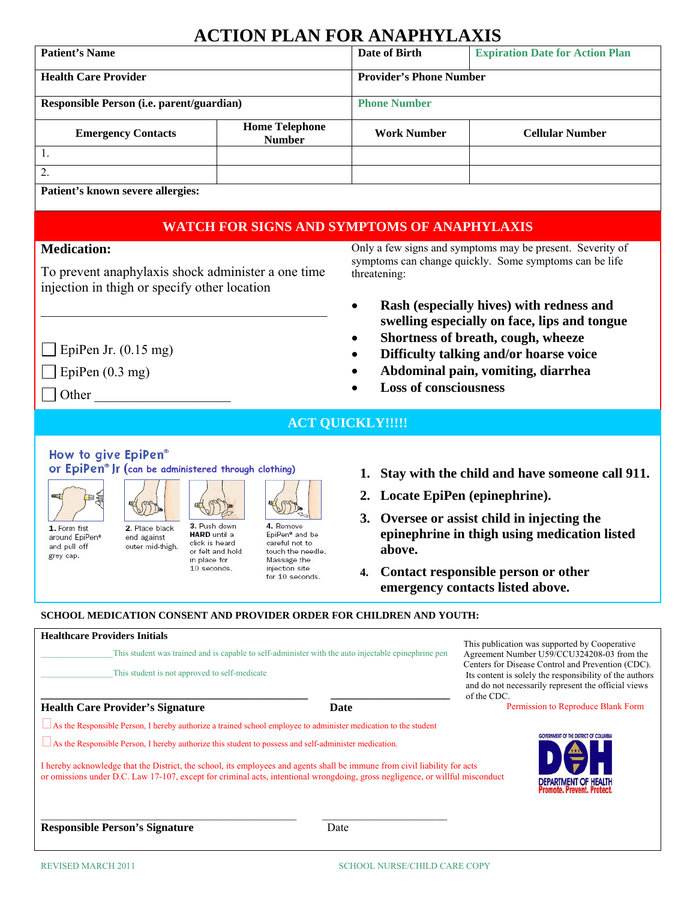# ACTION PLAN FOR ANAPHYLAXIS

| Patient's Name | | Date of Birth | Expiration Date for Action Plan |
|---|---|---|---|
| **Health Care Provider** | | **Provider's Phone Number** | |
| **Responsible Person (i.e. parent/guardian)** | | **Phone Number** | |
| **Emergency Contacts** | **Home Telephone Number** | **Work Number** | **Cellular Number** |
| 1. | | | |
| 2. | | | |
| **Patient's known severe allergies:** | | | |

## WATCH FOR SIGNS AND SYMPTOMS OF ANAPHYLAXIS

**Medication:**

To prevent anaphylaxis shock administer a one time injection in thigh or specify other location

\_\_\_\_\_\_\_\_\_\_\_\_\_\_\_\_\_\_\_\_\_\_\_\_\_\_\_\_\_\_\_\_\_\_\_\_\_\_\_\_\_\_\_\_

☐ EpiPen Jr. (0.15 mg)

☐ EpiPen (0.3 mg)

☐ Other \_\_\_\_\_\_\_\_\_\_\_\_\_\_\_\_\_\_\_\_

Only a few signs and symptoms may be present. Severity of symptoms can change quickly. Some symptoms can be life threatening:

- **Rash (especially hives) with redness and swelling especially on face, lips and tongue**
- **Shortness of breath, cough, wheeze**
- **Difficulty talking and/or hoarse voice**
- **Abdominal pain, vomiting, diarrhea**
- **Loss of consciousness**

## ACT QUICKLY!!!!!

**How to give EpiPen® or EpiPen® Jr (can be administered through clothing)**

1. Form fist around EpiPen® and pull off grey cap.
2. Place black end against outer mid-thigh.
3. Push down **HARD** until a click is heard or felt and hold in place for 10 seconds.
4. Remove EpiPen® and be careful not to touch the needle. Massage the injection site for 10 seconds.

1. **Stay with the child and have someone call 911.**
2. **Locate EpiPen (epinephrine).**
3. **Oversee or assist child in injecting the epinephrine in thigh using medication listed above.**
4. **Contact responsible person or other emergency contacts listed above.**

**SCHOOL MEDICATION CONSENT AND PROVIDER ORDER FOR CHILDREN AND YOUTH:**

**Healthcare Providers Initials**

\_\_\_\_\_\_\_\_\_\_\_\_\_\_\_\_This student was trained and is capable to self-administer with the auto injectable epinephrine pen

\_\_\_\_\_\_\_\_\_\_\_\_\_\_\_\_This student is not approved to self-medicate

\_\_\_\_\_\_\_\_\_\_\_\_\_\_\_\_\_\_\_\_\_\_\_\_\_\_\_\_\_\_\_\_\_\_\_\_\_\_\_\_\_\_\_\_ \_\_\_\_\_\_\_\_\_\_\_\_\_\_\_\_\_\_\_\_
**Health Care Provider's Signature** **Date**

This publication was supported by Cooperative Agreement Number U59/CCU324208-03 from the Centers for Disease Control and Prevention (CDC). Its content is solely the responsibility of the authors and do not necessarily represent the official views of the CDC.

Permission to Reproduce Blank Form

☐ As the Responsible Person, I hereby authorize a trained school employee to administer medication to the student

☐ As the Responsible Person, I hereby authorize this student to possess and self-administer medication.

I hereby acknowledge that the District, the school, its employees and agents shall be immune from civil liability for acts or omissions under D.C. Law 17-107, except for criminal acts, intentional wrongdoing, gross negligence, or willful misconduct

GOVERNMENT OF THE DISTRICT OF COLUMBIA DOH DEPARTMENT OF HEALTH Promote. Prevent. Protect.

\_\_\_\_\_\_\_\_\_\_\_\_\_\_\_\_\_\_\_\_\_\_\_\_\_\_\_\_\_\_\_\_\_\_\_\_\_\_\_\_\_\_\_\_ \_\_\_\_\_\_\_\_\_\_\_\_\_\_\_\_\_\_\_\_
**Responsible Person's Signature** Date

REVISED MARCH 2011

SCHOOL NURSE/CHILD CARE COPY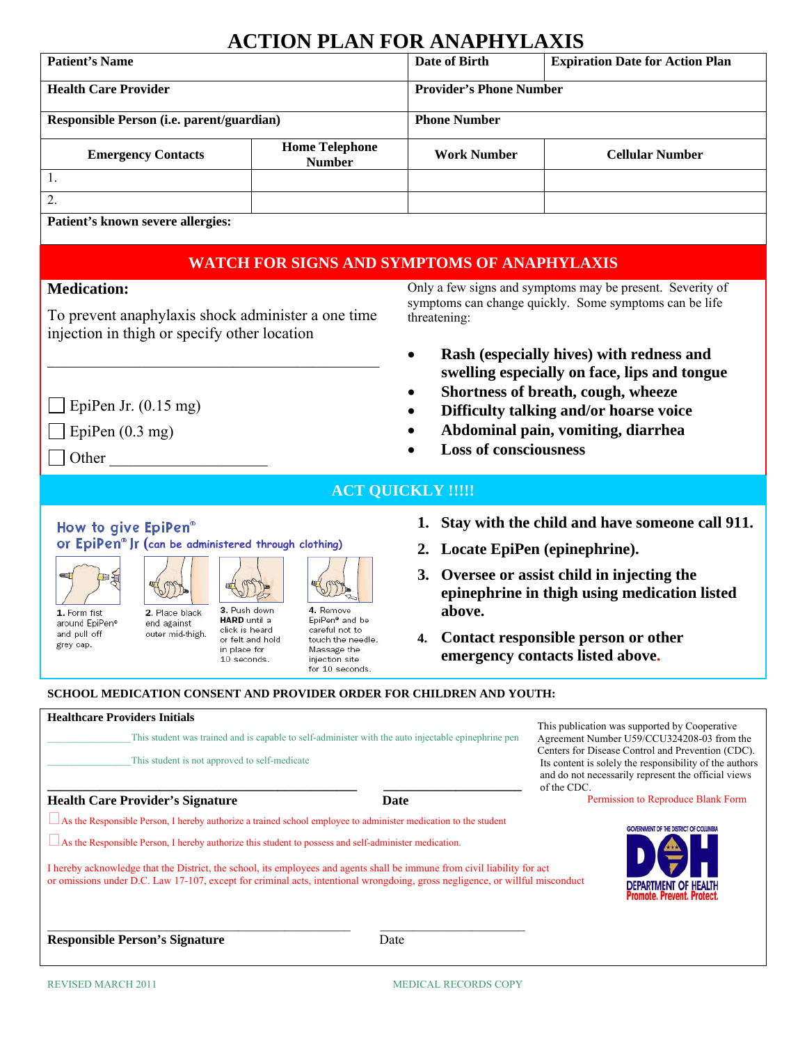# ACTION PLAN FOR ANAPHYLAXIS

| Patient's Name | | Date of Birth | Expiration Date for Action Plan |
|---|---|---|---|
| **Health Care Provider** | | **Provider's Phone Number** | |
| **Responsible Person (i.e. parent/guardian)** | | **Phone Number** | |
| **Emergency Contacts** | **Home Telephone Number** | **Work Number** | **Cellular Number** |
| 1. | | | |
| 2. | | | |
| **Patient's known severe allergies:** | | | |

## WATCH FOR SIGNS AND SYMPTOMS OF ANAPHYLAXIS

**Medication:**

To prevent anaphylaxis shock administer a one time injection in thigh or specify other location

_______________________________________________

☐ EpiPen Jr. (0.15 mg)

☐ EpiPen (0.3 mg)

☐ Other ____________________

Only a few signs and symptoms may be present. Severity of symptoms can change quickly. Some symptoms can be life threatening:

- **Rash (especially hives) with redness and swelling especially on face, lips and tongue**
- **Shortness of breath, cough, wheeze**
- **Difficulty talking and/or hoarse voice**
- **Abdominal pain, vomiting, diarrhea**
- **Loss of consciousness**

## ACT QUICKLY !!!!!

**How to give EpiPen® or EpiPen® Jr (can be administered through clothing)**

1. Form fist around EpiPen® and pull off grey cap.
2. Place black end against outer mid-thigh.
3. Push down **HARD** until a click is heard or felt and hold in place for 10 seconds.
4. Remove EpiPen® and be careful not to touch the needle. Massage the injection site for 10 seconds.

1. **Stay with the child and have someone call 911.**
2. **Locate EpiPen (epinephrine).**
3. **Oversee or assist child in injecting the epinephrine in thigh using medication listed above.**
4. **Contact responsible person or other emergency contacts listed above.**

**SCHOOL MEDICATION CONSENT AND PROVIDER ORDER FOR CHILDREN AND YOUTH:**

**Healthcare Providers Initials**

________________This student was trained and is capable to self-administer with the auto injectable epinephrine pen

________________This student is not approved to self-medicate

_______________________________________________ ______________________

**Health Care Provider's Signature** **Date**

☐ As the Responsible Person, I hereby authorize a trained school employee to administer medication to the student

☐ As the Responsible Person, I hereby authorize this student to possess and self-administer medication.

I hereby acknowledge that the District, the school, its employees and agents shall be immune from civil liability for act or omissions under D.C. Law 17-107, except for criminal acts, intentional wrongdoing, gross negligence, or willful misconduct

_______________________________________________ ______________________

**Responsible Person's Signature** Date

This publication was supported by Cooperative Agreement Number U59/CCU324208-03 from the Centers for Disease Control and Prevention (CDC). Its content is solely the responsibility of the authors and do not necessarily represent the official views of the CDC.

Permission to Reproduce Blank Form

GOVERNMENT OF THE DISTRICT OF COLUMBIA DOH DEPARTMENT OF HEALTH Promote. Prevent. Protect.

REVISED MARCH 2011

MEDICAL RECORDS COPY